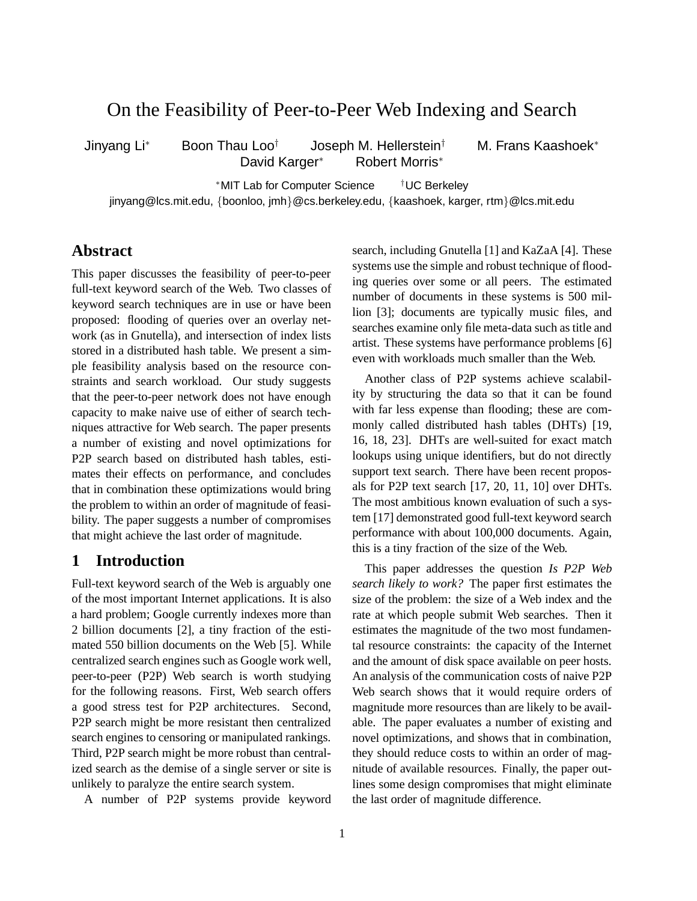# On the Feasibility of Peer-to-Peer Web Indexing and Search

Jinyang Li[*] Boon Thau Loo[†] Joseph M. Hellerstein[†] M. Frans Kaashoek[*] David Karger[*] Robert Morris[*]

[*]MIT Lab for Computer Science [†]UC Berkeley

jinyang@lcs.mit.edu, {boonloo, jmh}@cs.berkeley.edu, {kaashoek, karger, rtm}@lcs.mit.edu

## Abstract

This paper discusses the feasibility of peer-to-peer full-text keyword search of the Web. Two classes of keyword search techniques are in use or have been proposed: flooding of queries over an overlay network (as in Gnutella), and intersection of index lists stored in a distributed hash table. We present a simple feasibility analysis based on the resource constraints and search workload. Our study suggests that the peer-to-peer network does not have enough capacity to make naive use of either of search techniques attractive for Web search. The paper presents a number of existing and novel optimizations for P2P search based on distributed hash tables, estimates their effects on performance, and concludes that in combination these optimizations would bring the problem to within an order of magnitude of feasibility. The paper suggests a number of compromises that might achieve the last order of magnitude.

## 1 Introduction

Full-text keyword search of the Web is arguably one of the most important Internet applications. It is also a hard problem; Google currently indexes more than 2 billion documents [2], a tiny fraction of the estimated 550 billion documents on the Web [5]. While centralized search engines such as Google work well, peer-to-peer (P2P) Web search is worth studying for the following reasons. First, Web search offers a good stress test for P2P architectures. Second, P2P search might be more resistant then centralized search engines to censoring or manipulated rankings. Third, P2P search might be more robust than centralized search as the demise of a single server or site is unlikely to paralyze the entire search system.

A number of P2P systems provide keyword search, including Gnutella [1] and KaZaA [4]. These systems use the simple and robust technique of flooding queries over some or all peers. The estimated number of documents in these systems is 500 million [3]; documents are typically music files, and searches examine only file meta-data such as title and artist. These systems have performance problems [6] even with workloads much smaller than the Web.

Another class of P2P systems achieve scalability by structuring the data so that it can be found with far less expense than flooding; these are commonly called distributed hash tables (DHTs) [19, 16, 18, 23]. DHTs are well-suited for exact match lookups using unique identifiers, but do not directly support text search. There have been recent proposals for P2P text search [17, 20, 11, 10] over DHTs. The most ambitious known evaluation of such a system [17] demonstrated good full-text keyword search performance with about 100,000 documents. Again, this is a tiny fraction of the size of the Web.

This paper addresses the question *Is P2P Web search likely to work?* The paper first estimates the size of the problem: the size of a Web index and the rate at which people submit Web searches. Then it estimates the magnitude of the two most fundamental resource constraints: the capacity of the Internet and the amount of disk space available on peer hosts. An analysis of the communication costs of naive P2P Web search shows that it would require orders of magnitude more resources than are likely to be available. The paper evaluates a number of existing and novel optimizations, and shows that in combination, they should reduce costs to within an order of magnitude of available resources. Finally, the paper outlines some design compromises that might eliminate the last order of magnitude difference.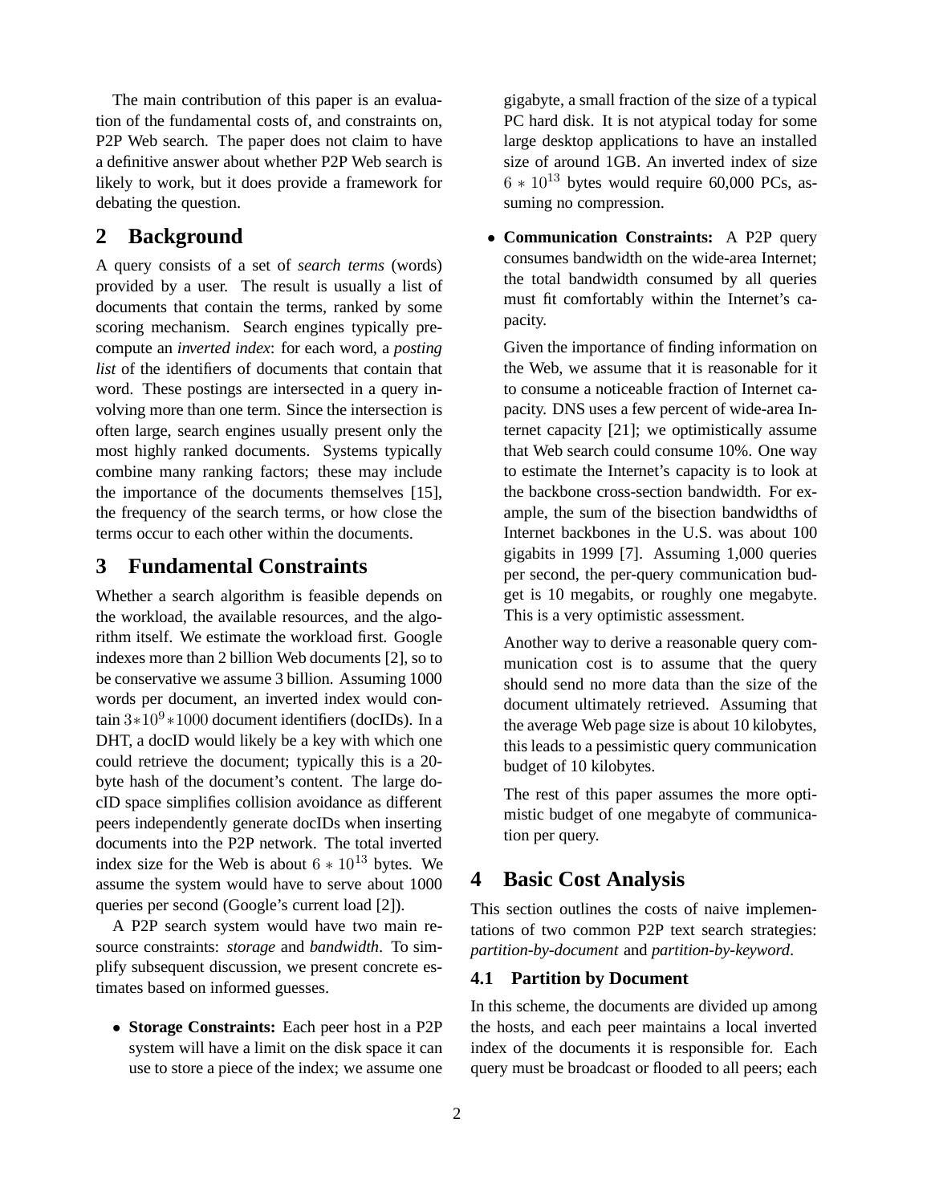The main contribution of this paper is an evaluation of the fundamental costs of, and constraints on, P2P Web search. The paper does not claim to have a definitive answer about whether P2P Web search is likely to work, but it does provide a framework for debating the question.

## 2 Background

A query consists of a set of *search terms* (words) provided by a user. The result is usually a list of documents that contain the terms, ranked by some scoring mechanism. Search engines typically precompute an *inverted index*: for each word, a *posting list* of the identifiers of documents that contain that word. These postings are intersected in a query involving more than one term. Since the intersection is often large, search engines usually present only the most highly ranked documents. Systems typically combine many ranking factors; these may include the importance of the documents themselves [15], the frequency of the search terms, or how close the terms occur to each other within the documents.

## 3 Fundamental Constraints

Whether a search algorithm is feasible depends on the workload, the available resources, and the algorithm itself. We estimate the workload first. Google indexes more than 2 billion Web documents [2], so to be conservative we assume 3 billion. Assuming 1000 words per document, an inverted index would contain $3*10^9*1000$ document identifiers (docIDs). In a DHT, a docID would likely be a key with which one could retrieve the document; typically this is a 20-byte hash of the document's content. The large docID space simplifies collision avoidance as different peers independently generate docIDs when inserting documents into the P2P network. The total inverted index size for the Web is about $6*10^{13}$ bytes. We assume the system would have to serve about 1000 queries per second (Google's current load [2]).

A P2P search system would have two main resource constraints: *storage* and *bandwidth*. To simplify subsequent discussion, we present concrete estimates based on informed guesses.

- **Storage Constraints:** Each peer host in a P2P system will have a limit on the disk space it can use to store a piece of the index; we assume one gigabyte, a small fraction of the size of a typical PC hard disk. It is not atypical today for some large desktop applications to have an installed size of around 1GB. An inverted index of size $6*10^{13}$ bytes would require 60,000 PCs, assuming no compression.

- **Communication Constraints:** A P2P query consumes bandwidth on the wide-area Internet; the total bandwidth consumed by all queries must fit comfortably within the Internet's capacity.

  Given the importance of finding information on the Web, we assume that it is reasonable for it to consume a noticeable fraction of Internet capacity. DNS uses a few percent of wide-area Internet capacity [21]; we optimistically assume that Web search could consume 10%. One way to estimate the Internet's capacity is to look at the backbone cross-section bandwidth. For example, the sum of the bisection bandwidths of Internet backbones in the U.S. was about 100 gigabits in 1999 [7]. Assuming 1,000 queries per second, the per-query communication budget is 10 megabits, or roughly one megabyte. This is a very optimistic assessment.

  Another way to derive a reasonable query communication cost is to assume that the query should send no more data than the size of the document ultimately retrieved. Assuming that the average Web page size is about 10 kilobytes, this leads to a pessimistic query communication budget of 10 kilobytes.

  The rest of this paper assumes the more optimistic budget of one megabyte of communication per query.

## 4 Basic Cost Analysis

This section outlines the costs of naive implementations of two common P2P text search strategies: *partition-by-document* and *partition-by-keyword*.

### 4.1 Partition by Document

In this scheme, the documents are divided up among the hosts, and each peer maintains a local inverted index of the documents it is responsible for. Each query must be broadcast or flooded to all peers; each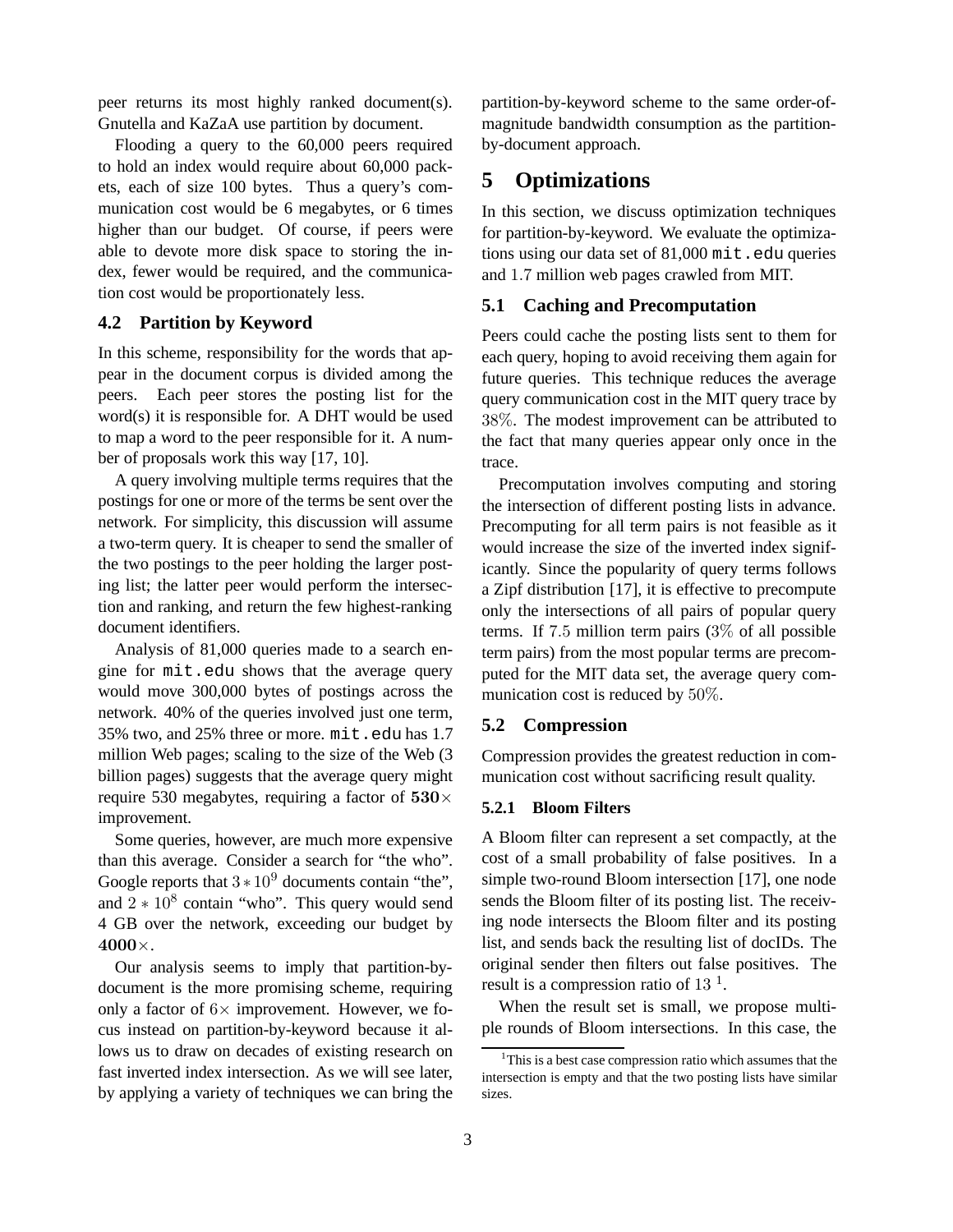peer returns its most highly ranked document(s). Gnutella and KaZaA use partition by document.

Flooding a query to the 60,000 peers required to hold an index would require about 60,000 packets, each of size 100 bytes. Thus a query's communication cost would be 6 megabytes, or 6 times higher than our budget. Of course, if peers were able to devote more disk space to storing the index, fewer would be required, and the communication cost would be proportionately less.

### 4.2 Partition by Keyword

In this scheme, responsibility for the words that appear in the document corpus is divided among the peers. Each peer stores the posting list for the word(s) it is responsible for. A DHT would be used to map a word to the peer responsible for it. A number of proposals work this way [17, 10].

A query involving multiple terms requires that the postings for one or more of the terms be sent over the network. For simplicity, this discussion will assume a two-term query. It is cheaper to send the smaller of the two postings to the peer holding the larger posting list; the latter peer would perform the intersection and ranking, and return the few highest-ranking document identifiers.

Analysis of 81,000 queries made to a search engine for `mit.edu` shows that the average query would move 300,000 bytes of postings across the network. 40% of the queries involved just one term, 35% two, and 25% three or more. `mit.edu` has 1.7 million Web pages; scaling to the size of the Web (3 billion pages) suggests that the average query might require 530 megabytes, requiring a factor of $\mathbf{530\times}$ improvement.

Some queries, however, are much more expensive than this average. Consider a search for "the who". Google reports that $3 * 10^9$ documents contain "the", and $2 * 10^8$ contain "who". This query would send 4 GB over the network, exceeding our budget by $\mathbf{4000\times}$.

Our analysis seems to imply that partition-by-document is the more promising scheme, requiring only a factor of $6\times$ improvement. However, we focus instead on partition-by-keyword because it allows us to draw on decades of existing research on fast inverted index intersection. As we will see later, by applying a variety of techniques we can bring the partition-by-keyword scheme to the same order-of-magnitude bandwidth consumption as the partition-by-document approach.

## 5 Optimizations

In this section, we discuss optimization techniques for partition-by-keyword. We evaluate the optimizations using our data set of 81,000 `mit.edu` queries and 1.7 million web pages crawled from MIT.

### 5.1 Caching and Precomputation

Peers could cache the posting lists sent to them for each query, hoping to avoid receiving them again for future queries. This technique reduces the average query communication cost in the MIT query trace by $38\%$. The modest improvement can be attributed to the fact that many queries appear only once in the trace.

Precomputation involves computing and storing the intersection of different posting lists in advance. Precomputing for all term pairs is not feasible as it would increase the size of the inverted index significantly. Since the popularity of query terms follows a Zipf distribution [17], it is effective to precompute only the intersections of all pairs of popular query terms. If $7.5$ million term pairs ($3\%$ of all possible term pairs) from the most popular terms are precomputed for the MIT data set, the average query communication cost is reduced by $50\%$.

### 5.2 Compression

Compression provides the greatest reduction in communication cost without sacrificing result quality.

#### 5.2.1 Bloom Filters

A Bloom filter can represent a set compactly, at the cost of a small probability of false positives. In a simple two-round Bloom intersection [17], one node sends the Bloom filter of its posting list. The receiving node intersects the Bloom filter and its posting list, and sends back the resulting list of docIDs. The original sender then filters out false positives. The result is a compression ratio of $13$ [1].

When the result set is small, we propose multiple rounds of Bloom intersections. In this case, the

[1] This is a best case compression ratio which assumes that the intersection is empty and that the two posting lists have similar sizes.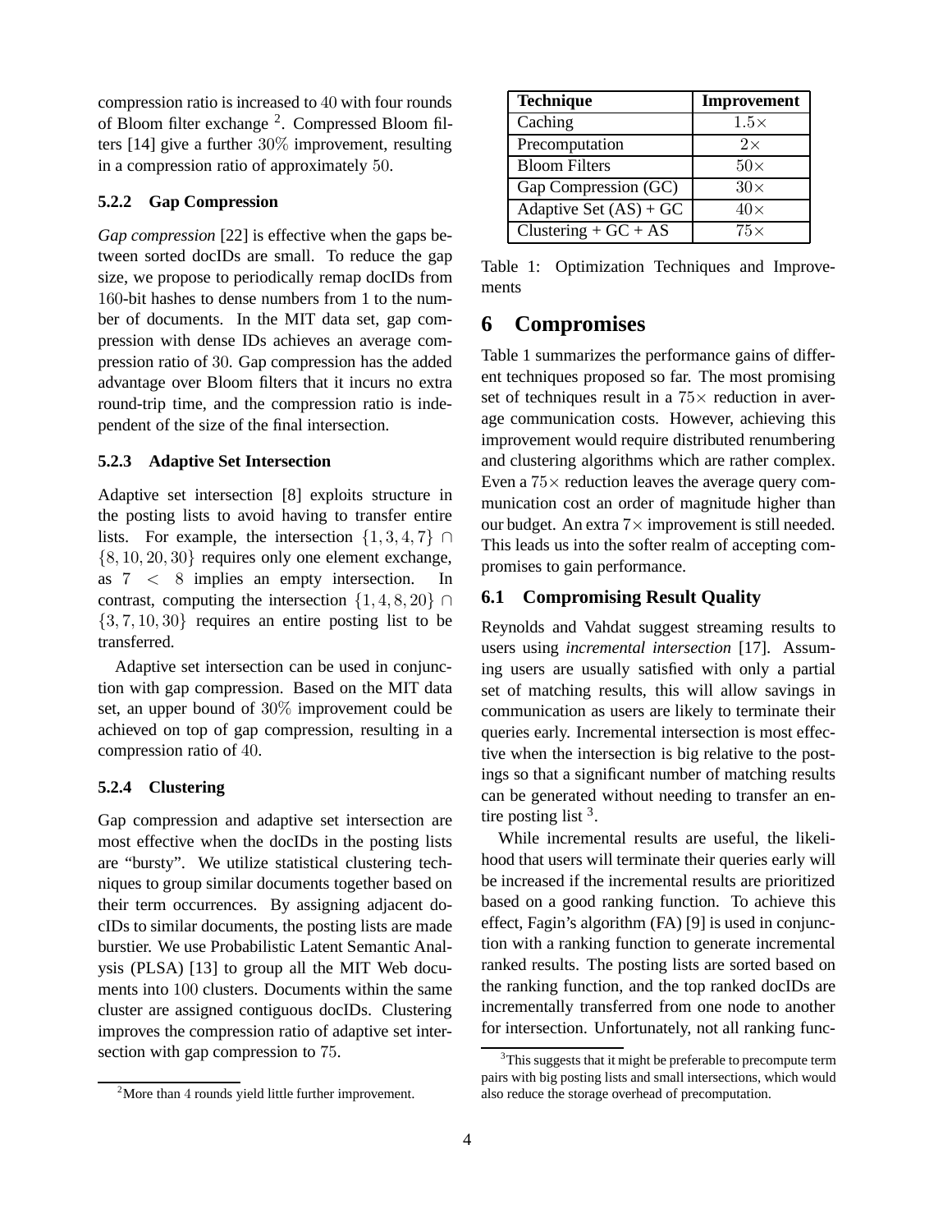compression ratio is increased to $40$ with four rounds of Bloom filter exchange [2]. Compressed Bloom filters [14] give a further $30\%$ improvement, resulting in a compression ratio of approximately $50$.

### 5.2.2 Gap Compression

*Gap compression* [22] is effective when the gaps between sorted docIDs are small. To reduce the gap size, we propose to periodically remap docIDs from $160$-bit hashes to dense numbers from 1 to the number of documents. In the MIT data set, gap compression with dense IDs achieves an average compression ratio of $30$. Gap compression has the added advantage over Bloom filters that it incurs no extra round-trip time, and the compression ratio is independent of the size of the final intersection.

### 5.2.3 Adaptive Set Intersection

Adaptive set intersection [8] exploits structure in the posting lists to avoid having to transfer entire lists. For example, the intersection $\{1, 3, 4, 7\} \cap \{8, 10, 20, 30\}$ requires only one element exchange, as $7 < 8$ implies an empty intersection. In contrast, computing the intersection $\{1, 4, 8, 20\} \cap \{3, 7, 10, 30\}$ requires an entire posting list to be transferred.

Adaptive set intersection can be used in conjunction with gap compression. Based on the MIT data set, an upper bound of $30\%$ improvement could be achieved on top of gap compression, resulting in a compression ratio of $40$.

### 5.2.4 Clustering

Gap compression and adaptive set intersection are most effective when the docIDs in the posting lists are "bursty". We utilize statistical clustering techniques to group similar documents together based on their term occurrences. By assigning adjacent docIDs to similar documents, the posting lists are made burstier. We use Probabilistic Latent Semantic Analysis (PLSA) [13] to group all the MIT Web documents into $100$ clusters. Documents within the same cluster are assigned contiguous docIDs. Clustering improves the compression ratio of adaptive set intersection with gap compression to $75$.

[2] More than $4$ rounds yield little further improvement.

| Technique | Improvement |
| --- | --- |
| Caching | $1.5\times$ |
| Precomputation | $2\times$ |
| Bloom Filters | $50\times$ |
| Gap Compression (GC) | $30\times$ |
| Adaptive Set (AS) + GC | $40\times$ |
| Clustering + GC + AS | $75\times$ |

Table 1: Optimization Techniques and Improvements

# 6 Compromises

Table 1 summarizes the performance gains of different techniques proposed so far. The most promising set of techniques result in a $75\times$ reduction in average communication costs. However, achieving this improvement would require distributed renumbering and clustering algorithms which are rather complex. Even a $75\times$ reduction leaves the average query communication cost an order of magnitude higher than our budget. An extra $7\times$ improvement is still needed. This leads us into the softer realm of accepting compromises to gain performance.

## 6.1 Compromising Result Quality

Reynolds and Vahdat suggest streaming results to users using *incremental intersection* [17]. Assuming users are usually satisfied with only a partial set of matching results, this will allow savings in communication as users are likely to terminate their queries early. Incremental intersection is most effective when the intersection is big relative to the postings so that a significant number of matching results can be generated without needing to transfer an entire posting list [3].

While incremental results are useful, the likelihood that users will terminate their queries early will be increased if the incremental results are prioritized based on a good ranking function. To achieve this effect, Fagin's algorithm (FA) [9] is used in conjunction with a ranking function to generate incremental ranked results. The posting lists are sorted based on the ranking function, and the top ranked docIDs are incrementally transferred from one node to another for intersection. Unfortunately, not all ranking func-

[3] This suggests that it might be preferable to precompute term pairs with big posting lists and small intersections, which would also reduce the storage overhead of precomputation.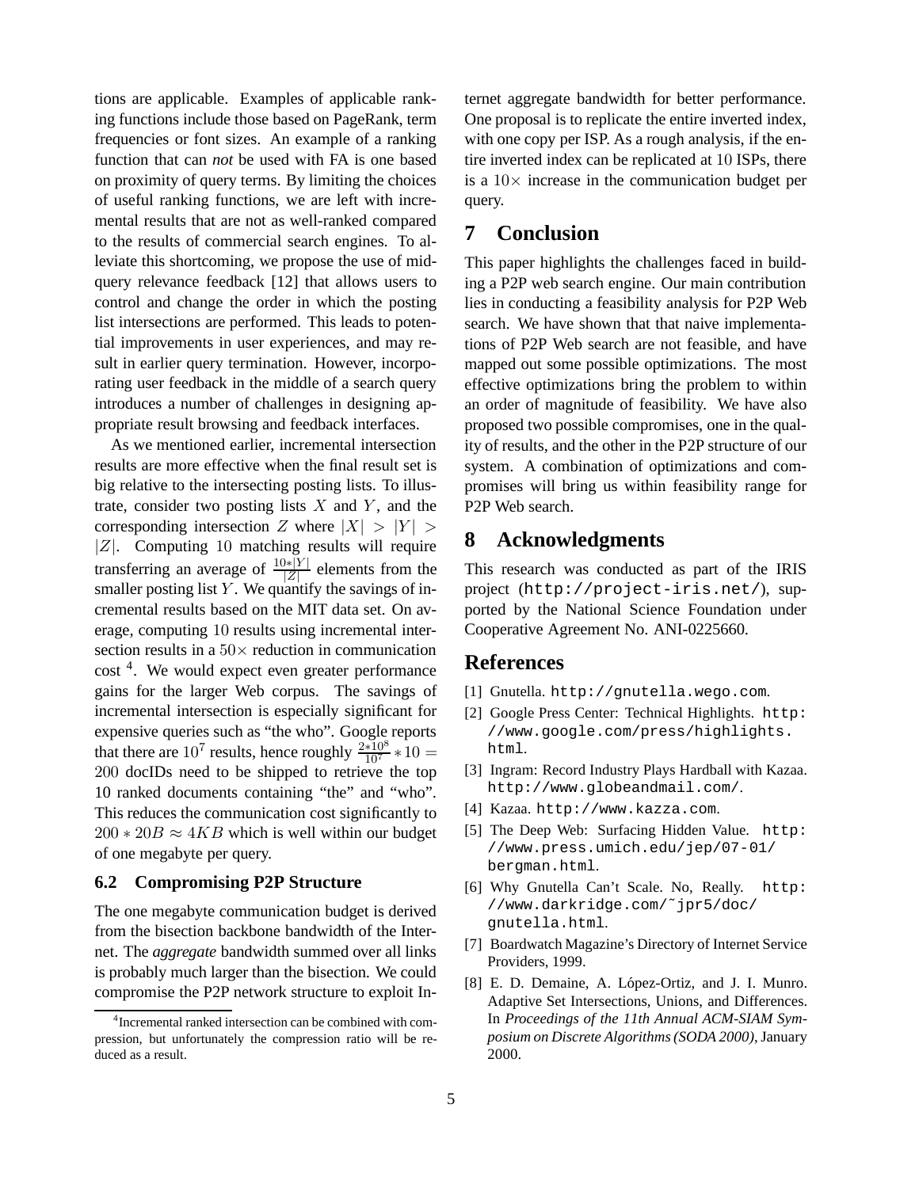tions are applicable. Examples of applicable ranking functions include those based on PageRank, term frequencies or font sizes. An example of a ranking function that can *not* be used with FA is one based on proximity of query terms. By limiting the choices of useful ranking functions, we are left with incremental results that are not as well-ranked compared to the results of commercial search engines. To alleviate this shortcoming, we propose the use of mid-query relevance feedback [12] that allows users to control and change the order in which the posting list intersections are performed. This leads to potential improvements in user experiences, and may result in earlier query termination. However, incorporating user feedback in the middle of a search query introduces a number of challenges in designing appropriate result browsing and feedback interfaces.

As we mentioned earlier, incremental intersection results are more effective when the final result set is big relative to the intersecting posting lists. To illustrate, consider two posting lists $X$ and $Y$, and the corresponding intersection $Z$ where $|X| > |Y| > |Z|$. Computing $10$ matching results will require transferring an average of $\frac{10*|Y|}{|Z|}$ elements from the smaller posting list $Y$. We quantify the savings of incremental results based on the MIT data set. On average, computing $10$ results using incremental intersection results in a $50\times$ reduction in communication cost [4]. We would expect even greater performance gains for the larger Web corpus. The savings of incremental intersection is especially significant for expensive queries such as "the who". Google reports that there are $10^7$ results, hence roughly $\frac{2*10^8}{10^7} * 10 = 200$ docIDs need to be shipped to retrieve the top 10 ranked documents containing "the" and "who". This reduces the communication cost significantly to $200 * 20B \approx 4KB$ which is well within our budget of one megabyte per query.

### 6.2 Compromising P2P Structure

The one megabyte communication budget is derived from the bisection backbone bandwidth of the Internet. The *aggregate* bandwidth summed over all links is probably much larger than the bisection. We could compromise the P2P network structure to exploit Internet aggregate bandwidth for better performance. One proposal is to replicate the entire inverted index, with one copy per ISP. As a rough analysis, if the entire inverted index can be replicated at $10$ ISPs, there is a $10\times$ increase in the communication budget per query.

[4] Incremental ranked intersection can be combined with compression, but unfortunately the compression ratio will be reduced as a result.

## 7 Conclusion

This paper highlights the challenges faced in building a P2P web search engine. Our main contribution lies in conducting a feasibility analysis for P2P Web search. We have shown that that naive implementations of P2P Web search are not feasible, and have mapped out some possible optimizations. The most effective optimizations bring the problem to within an order of magnitude of feasibility. We have also proposed two possible compromises, one in the quality of results, and the other in the P2P structure of our system. A combination of optimizations and compromises will bring us within feasibility range for P2P Web search.

## 8 Acknowledgments

This research was conducted as part of the IRIS project (http://project-iris.net/), supported by the National Science Foundation under Cooperative Agreement No. ANI-0225660.

## References

[1] Gnutella. http://gnutella.wego.com.

[2] Google Press Center: Technical Highlights. http://www.google.com/press/highlights.html.

[3] Ingram: Record Industry Plays Hardball with Kazaa. http://www.globeandmail.com/.

[4] Kazaa. http://www.kazza.com.

[5] The Deep Web: Surfacing Hidden Value. http://www.press.umich.edu/jep/07-01/bergman.html.

[6] Why Gnutella Can't Scale. No, Really. http://www.darkridge.com/~jpr5/doc/gnutella.html.

[7] Boardwatch Magazine's Directory of Internet Service Providers, 1999.

[8] E. D. Demaine, A. López-Ortiz, and J. I. Munro. Adaptive Set Intersections, Unions, and Differences. In *Proceedings of the 11th Annual ACM-SIAM Symposium on Discrete Algorithms (SODA 2000)*, January 2000.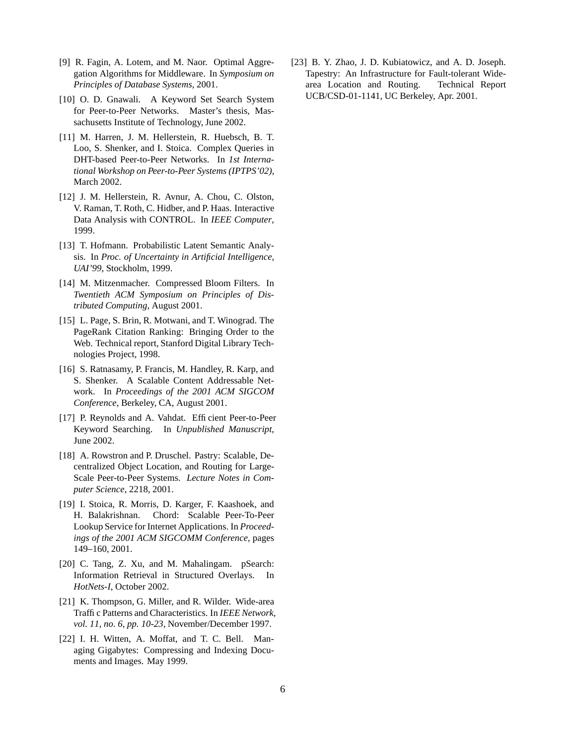[9] R. Fagin, A. Lotem, and M. Naor. Optimal Aggregation Algorithms for Middleware. In *Symposium on Principles of Database Systems*, 2001.

[10] O. D. Gnawali. A Keyword Set Search System for Peer-to-Peer Networks. Master's thesis, Massachusetts Institute of Technology, June 2002.

[11] M. Harren, J. M. Hellerstein, R. Huebsch, B. T. Loo, S. Shenker, and I. Stoica. Complex Queries in DHT-based Peer-to-Peer Networks. In *1st International Workshop on Peer-to-Peer Systems (IPTPS'02)*, March 2002.

[12] J. M. Hellerstein, R. Avnur, A. Chou, C. Olston, V. Raman, T. Roth, C. Hidber, and P. Haas. Interactive Data Analysis with CONTROL. In *IEEE Computer*, 1999.

[13] T. Hofmann. Probabilistic Latent Semantic Analysis. In *Proc. of Uncertainty in Artificial Intelligence, UAI'99*, Stockholm, 1999.

[14] M. Mitzenmacher. Compressed Bloom Filters. In *Twentieth ACM Symposium on Principles of Distributed Computing*, August 2001.

[15] L. Page, S. Brin, R. Motwani, and T. Winograd. The PageRank Citation Ranking: Bringing Order to the Web. Technical report, Stanford Digital Library Technologies Project, 1998.

[16] S. Ratnasamy, P. Francis, M. Handley, R. Karp, and S. Shenker. A Scalable Content Addressable Network. In *Proceedings of the 2001 ACM SIGCOM Conference*, Berkeley, CA, August 2001.

[17] P. Reynolds and A. Vahdat. Efficient Peer-to-Peer Keyword Searching. In *Unpublished Manuscript*, June 2002.

[18] A. Rowstron and P. Druschel. Pastry: Scalable, Decentralized Object Location, and Routing for Large-Scale Peer-to-Peer Systems. *Lecture Notes in Computer Science*, 2218, 2001.

[19] I. Stoica, R. Morris, D. Karger, F. Kaashoek, and H. Balakrishnan. Chord: Scalable Peer-To-Peer Lookup Service for Internet Applications. In *Proceedings of the 2001 ACM SIGCOMM Conference*, pages 149–160, 2001.

[20] C. Tang, Z. Xu, and M. Mahalingam. pSearch: Information Retrieval in Structured Overlays. In *HotNets-I*, October 2002.

[21] K. Thompson, G. Miller, and R. Wilder. Wide-area Traffic Patterns and Characteristics. In *IEEE Network, vol. 11, no. 6, pp. 10-23*, November/December 1997.

[22] I. H. Witten, A. Moffat, and T. C. Bell. Managing Gigabytes: Compressing and Indexing Documents and Images. May 1999.

[23] B. Y. Zhao, J. D. Kubiatowicz, and A. D. Joseph. Tapestry: An Infrastructure for Fault-tolerant Wide-area Location and Routing. Technical Report UCB/CSD-01-1141, UC Berkeley, Apr. 2001.